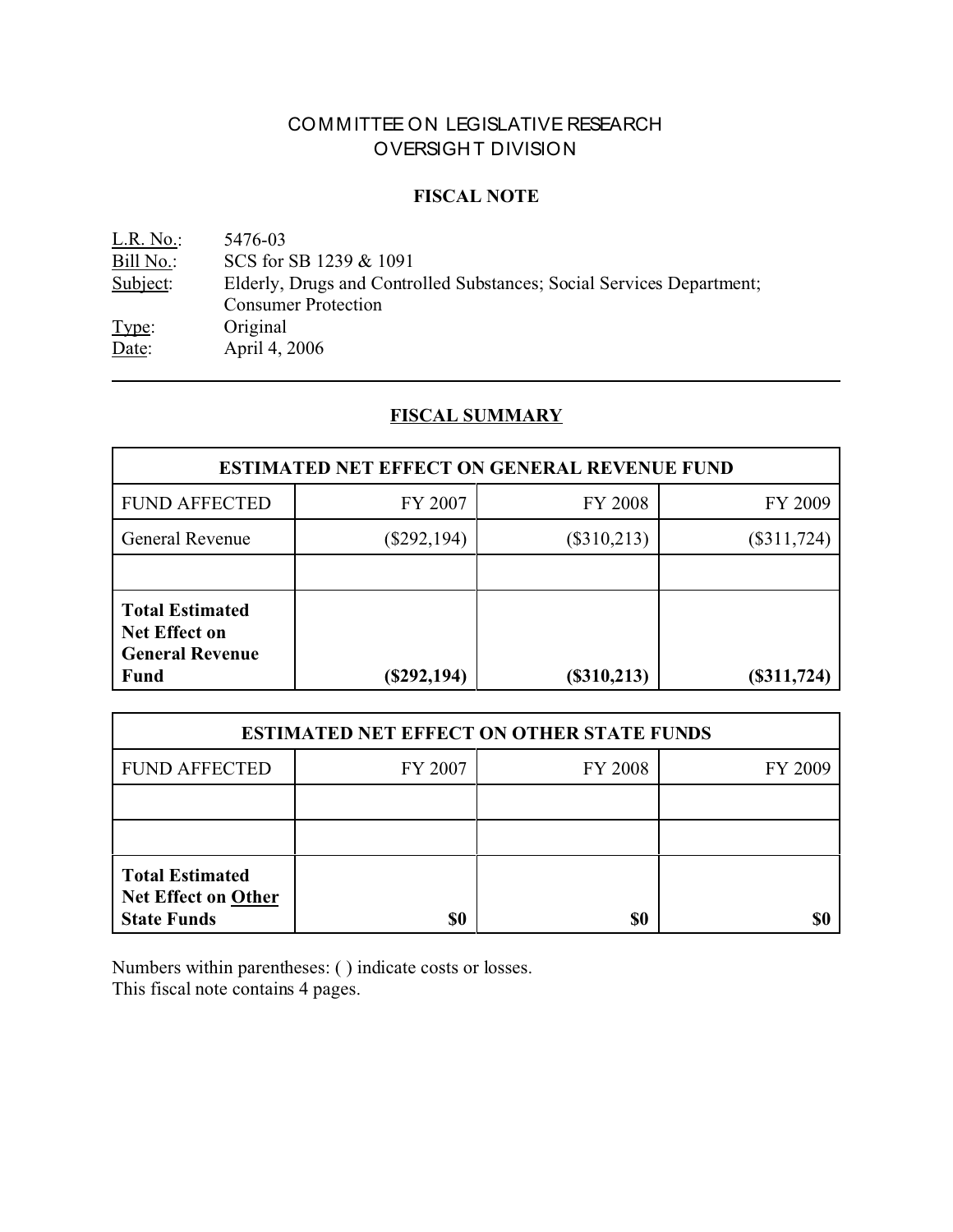# COMMITTEE ON LEGISLATIVE RESEARCH
# OVERSIGHT DIVISION

## FISCAL NOTE

L.R. No.: 5476-03
Bill No.: SCS for SB 1239 & 1091
Subject: Elderly, Drugs and Controlled Substances; Social Services Department; Consumer Protection
Type: Original
Date: April 4, 2006

---

## FISCAL SUMMARY

| ESTIMATED NET EFFECT ON GENERAL REVENUE FUND | | | |
|---|---|---|---|
| FUND AFFECTED | FY 2007 | FY 2008 | FY 2009 |
| General Revenue | ($292,194) | ($310,213) | ($311,724) |
| | | | |
| **Total Estimated Net Effect on General Revenue Fund** | **($292,194)** | **($310,213)** | **($311,724)** |

| ESTIMATED NET EFFECT ON OTHER STATE FUNDS | | | |
|---|---|---|---|
| FUND AFFECTED | FY 2007 | FY 2008 | FY 2009 |
| | | | |
| | | | |
| **Total Estimated Net Effect on Other State Funds** | **$0** | **$0** | **$0** |

Numbers within parentheses: ( ) indicate costs or losses.
This fiscal note contains 4 pages.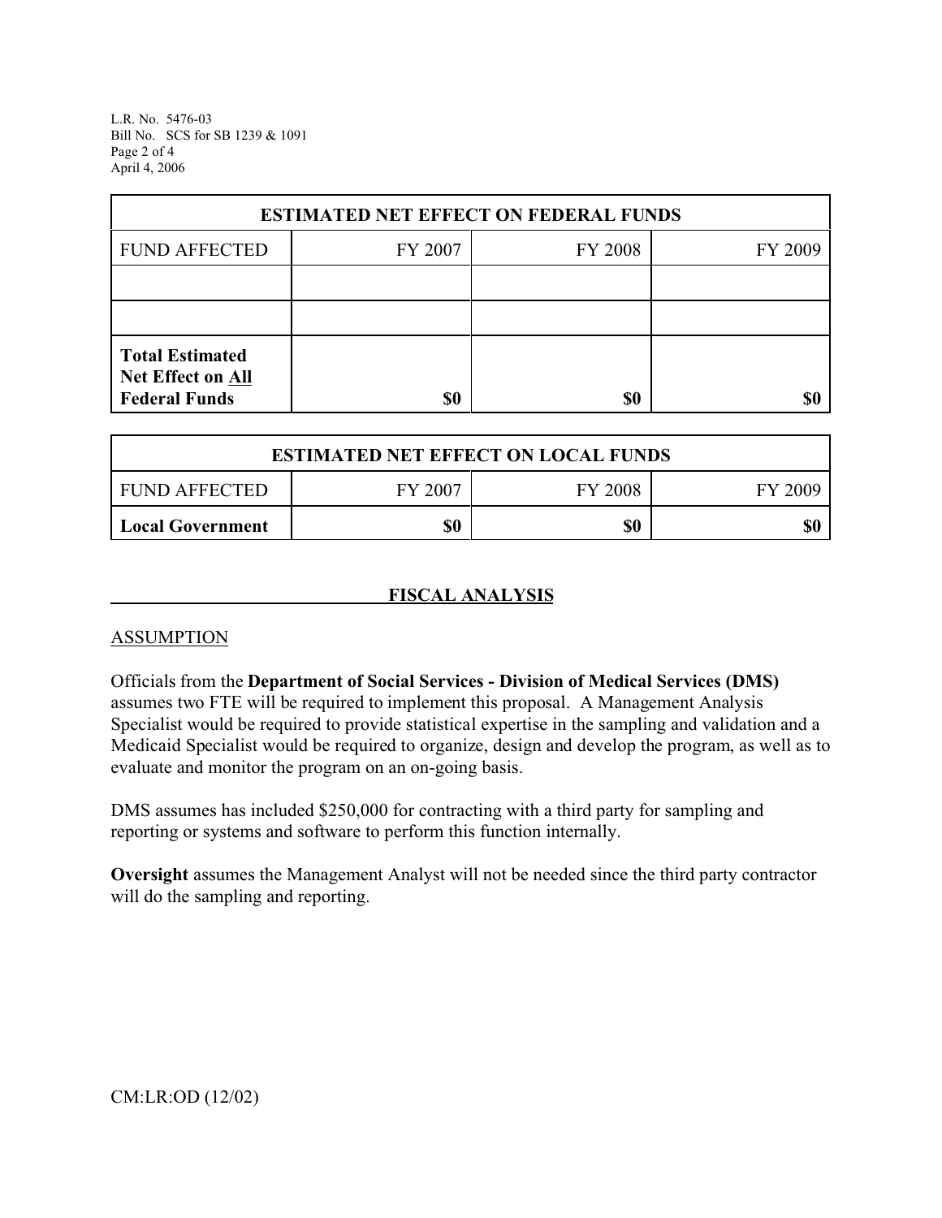| ESTIMATED NET EFFECT ON FEDERAL FUNDS | | | |
|---|---|---|---|
| FUND AFFECTED | FY 2007 | FY 2008 | FY 2009 |
| | | | |
| | | | |
| **Total Estimated Net Effect on All Federal Funds** | **$0** | **$0** | **$0** |

| ESTIMATED NET EFFECT ON LOCAL FUNDS | | | |
|---|---|---|---|
| FUND AFFECTED | FY 2007 | FY 2008 | FY 2009 |
| **Local Government** | **$0** | **$0** | **$0** |

## FISCAL ANALYSIS

### ASSUMPTION

Officials from the **Department of Social Services - Division of Medical Services (DMS)** assumes two FTE will be required to implement this proposal. A Management Analysis Specialist would be required to provide statistical expertise in the sampling and validation and a Medicaid Specialist would be required to organize, design and develop the program, as well as to evaluate and monitor the program on an on-going basis.

DMS assumes has included $250,000 for contracting with a third party for sampling and reporting or systems and software to perform this function internally.

**Oversight** assumes the Management Analyst will not be needed since the third party contractor will do the sampling and reporting.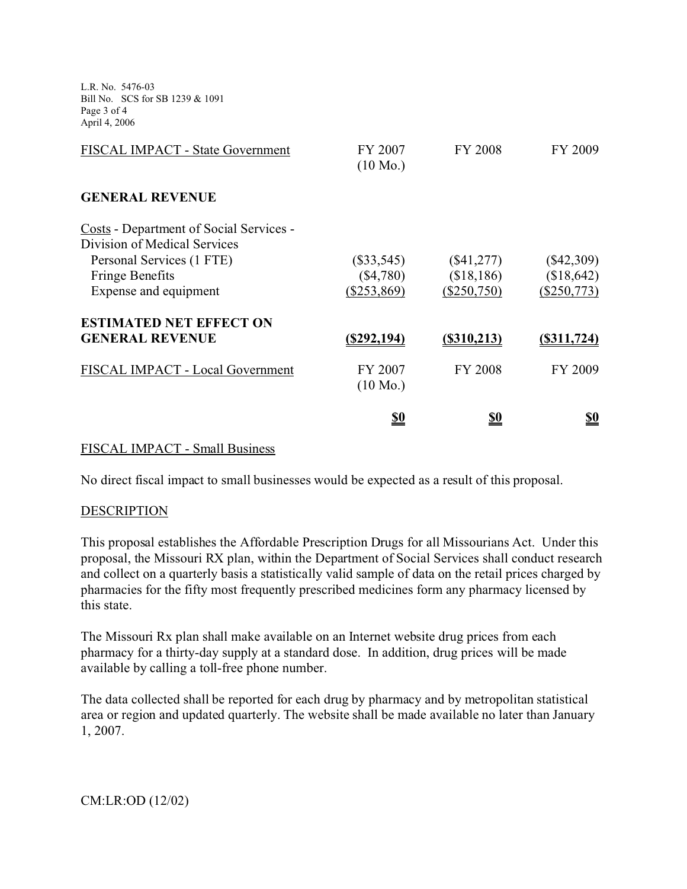| FISCAL IMPACT - State Government | FY 2007 (10 Mo.) | FY 2008 | FY 2009 |
| --- | --- | --- | --- |
| **GENERAL REVENUE** | | | |
| Costs - Department of Social Services - Division of Medical Services | | | |
| Personal Services (1 FTE) | ($33,545) | ($41,277) | ($42,309) |
| Fringe Benefits | ($4,780) | ($18,186) | ($18,642) |
| Expense and equipment | ($253,869) | ($250,750) | ($250,773) |
| **ESTIMATED NET EFFECT ON GENERAL REVENUE** | **($292,194)** | **($310,213)** | **($311,724)** |

| FISCAL IMPACT - Local Government | FY 2007 (10 Mo.) | FY 2008 | FY 2009 |
| --- | --- | --- | --- |
| | **$0** | **$0** | **$0** |

FISCAL IMPACT - Small Business

No direct fiscal impact to small businesses would be expected as a result of this proposal.

DESCRIPTION

This proposal establishes the Affordable Prescription Drugs for all Missourians Act. Under this proposal, the Missouri RX plan, within the Department of Social Services shall conduct research and collect on a quarterly basis a statistically valid sample of data on the retail prices charged by pharmacies for the fifty most frequently prescribed medicines form any pharmacy licensed by this state.

The Missouri Rx plan shall make available on an Internet website drug prices from each pharmacy for a thirty-day supply at a standard dose. In addition, drug prices will be made available by calling a toll-free phone number.

The data collected shall be reported for each drug by pharmacy and by metropolitan statistical area or region and updated quarterly. The website shall be made available no later than January 1, 2007.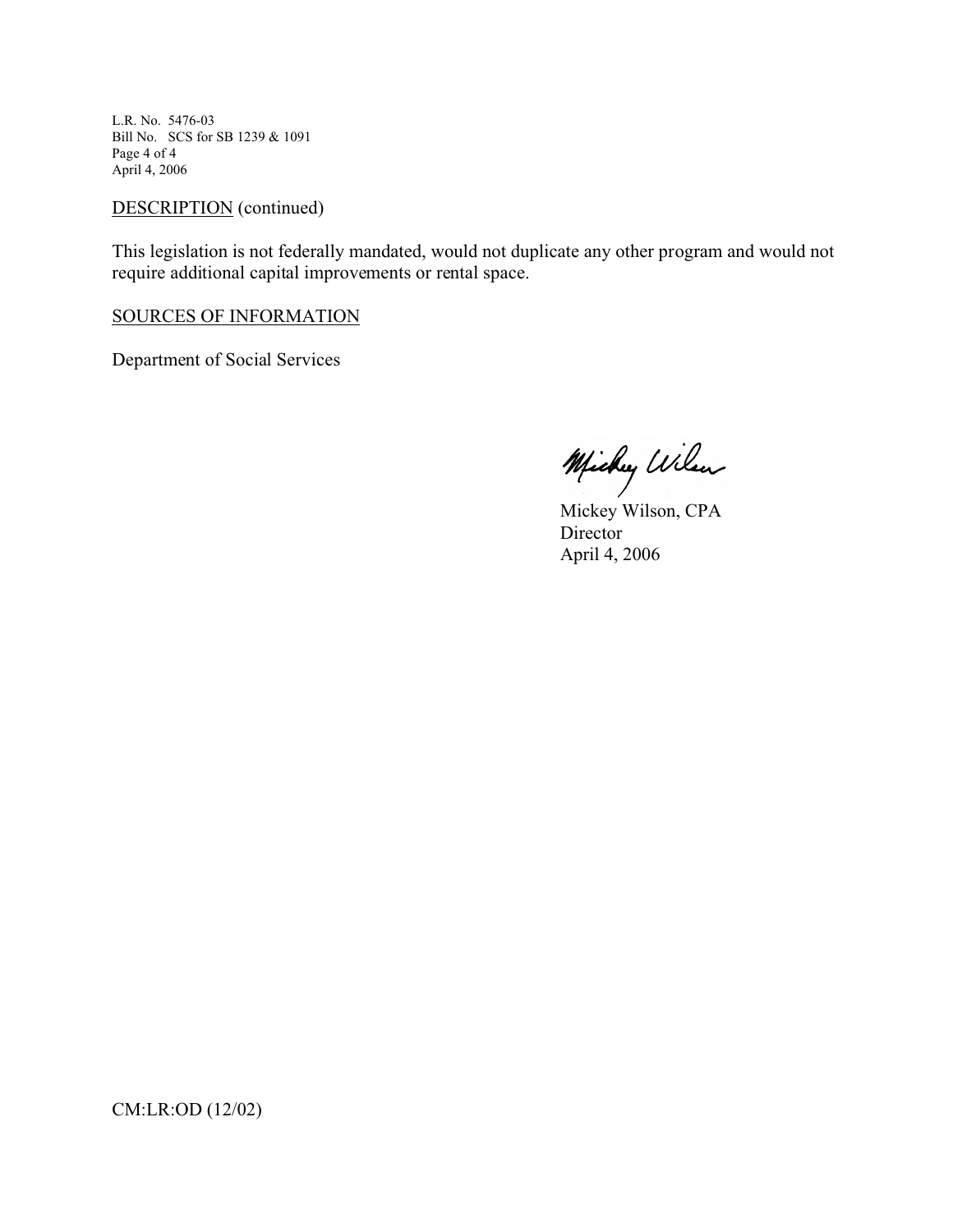DESCRIPTION (continued)

This legislation is not federally mandated, would not duplicate any other program and would not require additional capital improvements or rental space.

SOURCES OF INFORMATION

Department of Social Services

Mickey Wilson, CPA
Director
April 4, 2006

CM:LR:OD (12/02)